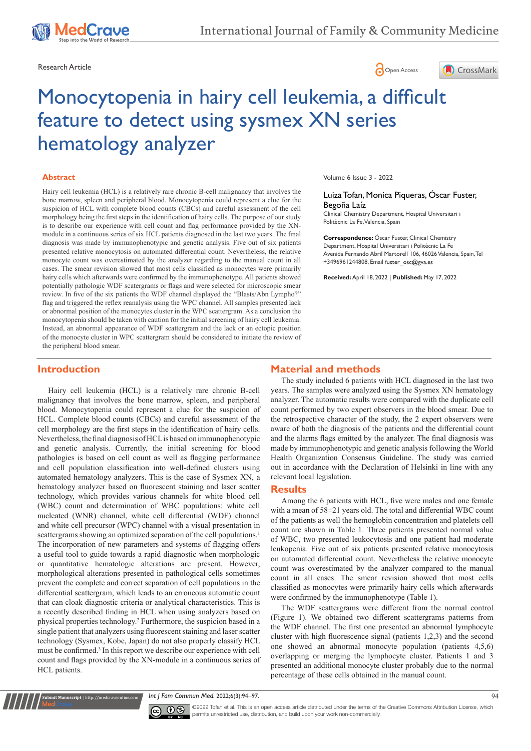Research Article

# Monocytopenia in hairy cell leukemia, a difficult feature to detect using sysmex XN series hematology analyzer

## Abstract

Hairy cell leukemia (HCL) is a relatively rare chronic B-cell malignancy that involves the bone marrow, spleen and peripheral blood. Monocytopenia could represent a clue for the suspicion of HCL with complete blood counts (CBCs) and careful assessment of the cell morphology being the first steps in the identification of hairy cells. The purpose of our study is to describe our experience with cell count and flag performance provided by the XN-module in a continuous series of six HCL patients diagnosed in the last two years. The final diagnosis was made by immunophenotypic and genetic analysis. Five out of six patients presented relative monocytosis on automated differential count. Nevertheless, the relative monocyte count was overestimated by the analyzer regarding to the manual count in all cases. The smear revision showed that most cells classified as monocytes were primarily hairy cells which afterwards were confirmed by the immunophenotype. All patients showed potentially pathologic WDF scatergrams or flags and were selected for microscopic smear review. In five of the six patients the WDF channel displayed the "Blasts/Abn Lympho?" flag and triggered the reflex reanalysis using the WPC channel. All samples presented lack or abnormal position of the monocytes cluster in the WPC scattergram. As a conclusion the monocytopenia should be taken with caution for the initial screening of hairy cell leukemia. Instead, an abnormal appearance of WDF scattergram and the lack or an ectopic position of the monocyte cluster in WPC scattergram should be considered to initiate the review of the peripheral blood smear.

Volume 6 Issue 3 - 2022

Luiza Tofan, Monica Piqueras, Óscar Fuster, Begoña Laíz

Clinical Chemistry Department, Hospital Universitari i Politècnic La Fe, Valencia, Spain

**Correspondence:** Óscar Fuster, Clinical Chemistry Department, Hospital Universitari i Politècnic La Fe Avenida Fernando Abril Martorell 106, 46026 Valencia, Spain, Tel +34969612444808, Email fuster_osc@gva.es

**Received:** April 18, 2022 | **Published:** May 17, 2022

## Introduction

Hairy cell leukemia (HCL) is a relatively rare chronic B-cell malignancy that involves the bone marrow, spleen, and peripheral blood. Monocytopenia could represent a clue for the suspicion of HCL. Complete blood counts (CBCs) and careful assessment of the cell morphology are the first steps in the identification of hairy cells. Nevertheless, the final diagnosis of HCL is based on immunophenotypic and genetic analysis. Currently, the initial screening for blood pathologies is based on cell count as well as flagging performance and cell population classification into well-defined clusters using automated hematology analyzers. This is the case of Sysmex XN, a hematology analyzer based on fluorescent staining and laser scatter technology, which provides various channels for white blood cell (WBC) count and determination of WBC populations: white cell nucleated (WNR) channel, white cell differential (WDF) channel and white cell precursor (WPC) channel with a visual presentation in scattergrams showing an optimized separation of the cell populations.[1] The incorporation of new parameters and systems of flagging offers a useful tool to guide towards a rapid diagnostic when morphologic or quantitative hematologic alterations are present. However, morphological alterations presented in pathological cells sometimes prevent the complete and correct separation of cell populations in the differential scattergram, which leads to an erroneous automatic count that can cloak diagnostic criteria or analytical characteristics. This is a recently described finding in HCL when using analyzers based on physical properties technology.[2] Furthermore, the suspicion based in a single patient that analyzers using fluorescent staining and laser scatter technology (Sysmex, Kobe, Japan) do not also properly classify HCL must be confirmed.[3] In this report we describe our experience with cell count and flags provided by the XN-module in a continuous series of six HCL patients.

## Material and methods

The study included 6 patients with HCL diagnosed in the last two years. The samples were analyzed using the Sysmex XN hematology analyzer. The automatic results were compared with the duplicate cell count performed by two expert observers in the blood smear. Due to the retrospective character of the study, the 2 expert observers were aware of both the diagnosis of the patients and the differential count and the alarms flags emitted by the analyzer. The final diagnosis was made by immunophenotypic and genetic analysis following the World Health Organization Consensus Guideline. The study was carried out in accordance with the Declaration of Helsinki in line with any relevant local legislation.

## Results

Among the 6 patients with HCL, five were males and one female with a mean of 58±21 years old. The total and differential WBC count of the patients as well the hemoglobin concentration and platelets cell count are shown in Table 1. Three patients presented normal value of WBC, two presented leukocytosis and one patient had moderate leukopenia. Five out of six patients presented relative monocytosis on automated differential count. Nevertheless the relative monocyte count was overestimated by the analyzer compared to the manual count in all cases. The smear revision showed that most cells classified as monocytes were primarily hairy cells which afterwards were confirmed by the immunophenotype (Table 1).

The WDF scattergrams were different from the normal control (Figure 1). We obtained two different scattergrams patterns from the WDF channel. The first one presented an abnormal lymphocyte cluster with high fluorescence signal (patients 1,2,3) and the second one showed an abnormal monocyte population (patients 4,5,6) overlapping or merging the lymphocyte cluster. Patients 1 and 3 presented an additional monocyte cluster probably due to the normal percentage of these cells obtained in the manual count.

©2022 Tofan et al. This is an open access article distributed under the terms of the Creative Commons Attribution License, which permits unrestricted use, distribution, and build upon your work non-commercially.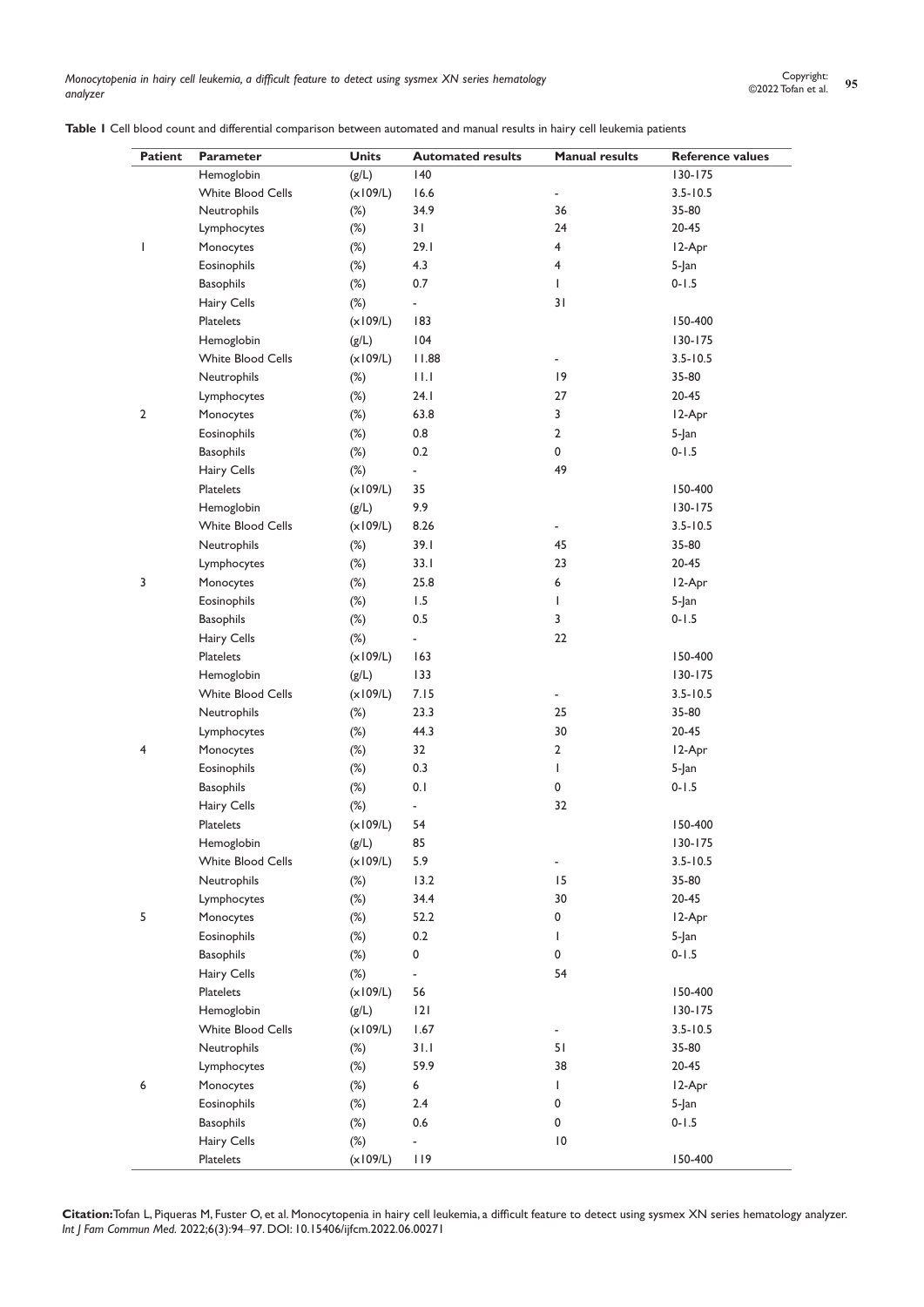**Table 1** Cell blood count and differential comparison between automated and manual results in hairy cell leukemia patients

| Patient | Parameter | Units | Automated results | Manual results | Reference values |
|---|---|---|---|---|---|
| | Hemoglobin | (g/L) | 140 | | 130-175 |
| | White Blood Cells | (x109/L) | 16.6 | - | 3.5-10.5 |
| | Neutrophils | (%) | 34.9 | 36 | 35-80 |
| | Lymphocytes | (%) | 31 | 24 | 20-45 |
| 1 | Monocytes | (%) | 29.1 | 4 | 12-Apr |
| | Eosinophils | (%) | 4.3 | 4 | 5-Jan |
| | Basophils | (%) | 0.7 | 1 | 0-1.5 |
| | Hairy Cells | (%) | - | 31 | |
| | Platelets | (x109/L) | 183 | | 150-400 |
| | Hemoglobin | (g/L) | 104 | | 130-175 |
| | White Blood Cells | (x109/L) | 11.88 | - | 3.5-10.5 |
| | Neutrophils | (%) | 11.1 | 19 | 35-80 |
| | Lymphocytes | (%) | 24.1 | 27 | 20-45 |
| 2 | Monocytes | (%) | 63.8 | 3 | 12-Apr |
| | Eosinophils | (%) | 0.8 | 2 | 5-Jan |
| | Basophils | (%) | 0.2 | 0 | 0-1.5 |
| | Hairy Cells | (%) | - | 49 | |
| | Platelets | (x109/L) | 35 | | 150-400 |
| | Hemoglobin | (g/L) | 9.9 | | 130-175 |
| | White Blood Cells | (x109/L) | 8.26 | - | 3.5-10.5 |
| | Neutrophils | (%) | 39.1 | 45 | 35-80 |
| | Lymphocytes | (%) | 33.1 | 23 | 20-45 |
| 3 | Monocytes | (%) | 25.8 | 6 | 12-Apr |
| | Eosinophils | (%) | 1.5 | 1 | 5-Jan |
| | Basophils | (%) | 0.5 | 3 | 0-1.5 |
| | Hairy Cells | (%) | - | 22 | |
| | Platelets | (x109/L) | 163 | | 150-400 |
| | Hemoglobin | (g/L) | 133 | | 130-175 |
| | White Blood Cells | (x109/L) | 7.15 | - | 3.5-10.5 |
| | Neutrophils | (%) | 23.3 | 25 | 35-80 |
| | Lymphocytes | (%) | 44.3 | 30 | 20-45 |
| 4 | Monocytes | (%) | 32 | 2 | 12-Apr |
| | Eosinophils | (%) | 0.3 | 1 | 5-Jan |
| | Basophils | (%) | 0.1 | 0 | 0-1.5 |
| | Hairy Cells | (%) | - | 32 | |
| | Platelets | (x109/L) | 54 | | 150-400 |
| | Hemoglobin | (g/L) | 85 | | 130-175 |
| | White Blood Cells | (x109/L) | 5.9 | - | 3.5-10.5 |
| | Neutrophils | (%) | 13.2 | 15 | 35-80 |
| | Lymphocytes | (%) | 34.4 | 30 | 20-45 |
| 5 | Monocytes | (%) | 52.2 | 0 | 12-Apr |
| | Eosinophils | (%) | 0.2 | 1 | 5-Jan |
| | Basophils | (%) | 0 | 0 | 0-1.5 |
| | Hairy Cells | (%) | - | 54 | |
| | Platelets | (x109/L) | 56 | | 150-400 |
| | Hemoglobin | (g/L) | 121 | | 130-175 |
| | White Blood Cells | (x109/L) | 1.67 | - | 3.5-10.5 |
| | Neutrophils | (%) | 31.1 | 51 | 35-80 |
| | Lymphocytes | (%) | 59.9 | 38 | 20-45 |
| 6 | Monocytes | (%) | 6 | 1 | 12-Apr |
| | Eosinophils | (%) | 2.4 | 0 | 5-Jan |
| | Basophils | (%) | 0.6 | 0 | 0-1.5 |
| | Hairy Cells | (%) | - | 10 | |
| | Platelets | (x109/L) | 119 | | 150-400 |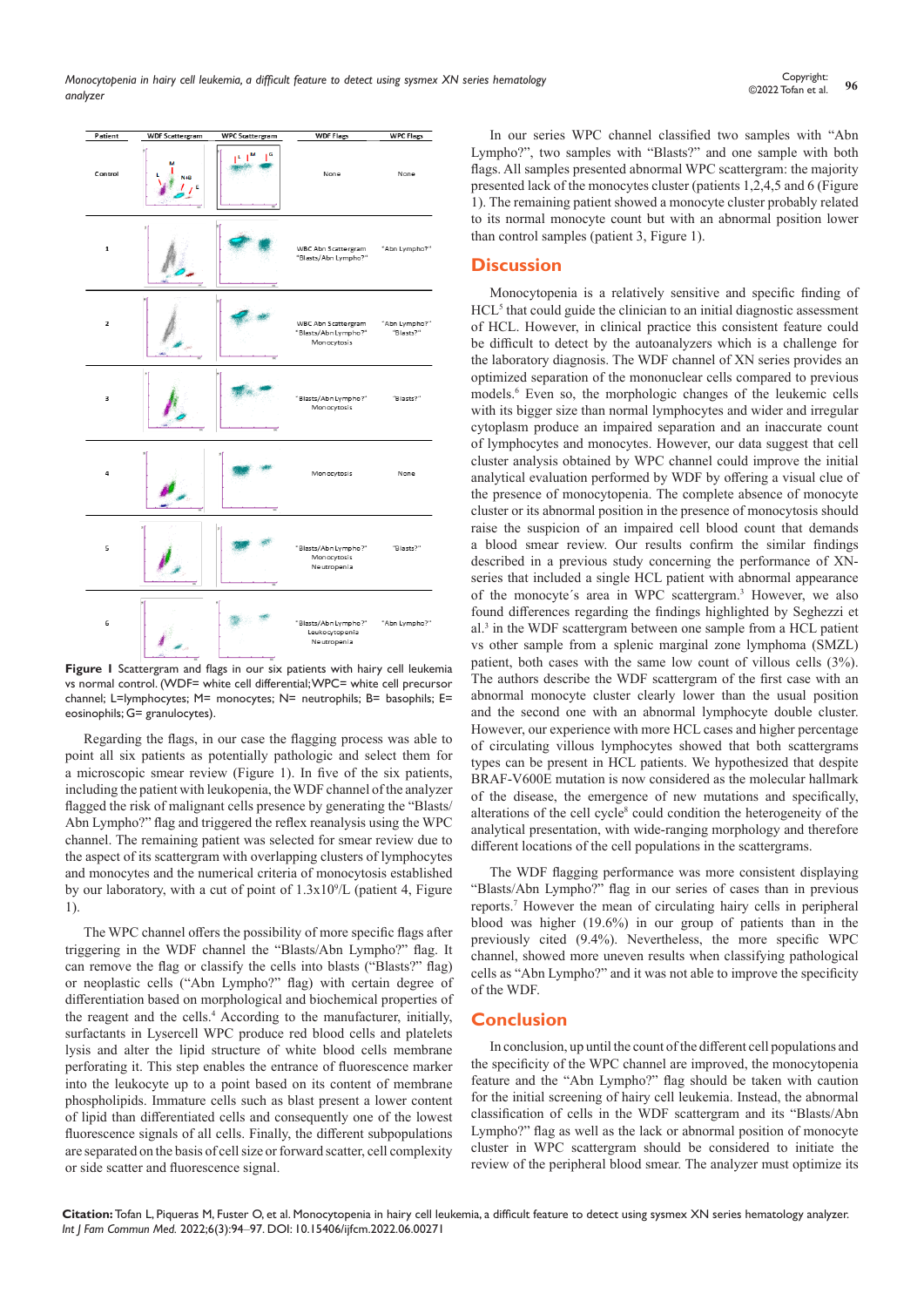| Patient | WDF Scattergram | WPC Scattergram | WDF Flags | WPC Flags |
|---|---|---|---|---|
| Control | | | None | None |
| 1 | | | WBC Abn Scattergram "Blasts/Abn Lympho?" | "Abn Lympho?" |
| 2 | | | WBC Abn Scattergram "Blasts/Abn Lympho?" Monocytosis | "Abn Lympho?" "Blasts?" |
| 3 | | | "Blasts/Abn Lympho?" Monocytosis | "Blasts?" |
| 4 | | | Monocytosis | None |
| 5 | | | "Blasts/Abn Lympho?" Monocytosis Neutropenia | "Blasts?" |
| 6 | | | "Blasts/Abn Lympho?" Leukocytopenia Neutropenia | "Abn Lympho?" |

**Figure 1** Scattergram and flags in our six patients with hairy cell leukemia vs normal control. (WDF= white cell differential; WPC= white cell precursor channel; L=lymphocytes; M= monocytes; N= neutrophils; B= basophils; E= eosinophils; G= granulocytes).

Regarding the flags, in our case the flagging process was able to point all six patients as potentially pathologic and select them for a microscopic smear review (Figure 1). In five of the six patients, including the patient with leukopenia, the WDF channel of the analyzer flagged the risk of malignant cells presence by generating the "Blasts/Abn Lympho?" flag and triggered the reflex reanalysis using the WPC channel. The remaining patient was selected for smear review due to the aspect of its scattergram with overlapping clusters of lymphocytes and monocytes and the numerical criteria of monocytosis established by our laboratory, with a cut of point of $1.3x10^9$/L (patient 4, Figure 1).

The WPC channel offers the possibility of more specific flags after triggering in the WDF channel the "Blasts/Abn Lympho?" flag. It can remove the flag or classify the cells into blasts ("Blasts?" flag) or neoplastic cells ("Abn Lympho?" flag) with certain degree of differentiation based on morphological and biochemical properties of the reagent and the cells.[4] According to the manufacturer, initially, surfactants in Lysercell WPC produce red blood cells and platelets lysis and alter the lipid structure of white blood cells membrane perforating it. This step enables the entrance of fluorescence marker into the leukocyte up to a point based on its content of membrane phospholipids. Immature cells such as blast present a lower content of lipid than differentiated cells and consequently one of the lowest fluorescence signals of all cells. Finally, the different subpopulations are separated on the basis of cell size or forward scatter, cell complexity or side scatter and fluorescence signal.

In our series WPC channel classified two samples with "Abn Lympho?", two samples with "Blasts?" and one sample with both flags. All samples presented abnormal WPC scattergram: the majority presented lack of the monocytes cluster (patients 1,2,4,5 and 6 (Figure 1). The remaining patient showed a monocyte cluster probably related to its normal monocyte count but with an abnormal position lower than control samples (patient 3, Figure 1).

## Discussion

Monocytopenia is a relatively sensitive and specific finding of HCL[5] that could guide the clinician to an initial diagnostic assessment of HCL. However, in clinical practice this consistent feature could be difficult to detect by the autoanalyzers which is a challenge for the laboratory diagnosis. The WDF channel of XN series provides an optimized separation of the mononuclear cells compared to previous models.[6] Even so, the morphologic changes of the leukemic cells with its bigger size than normal lymphocytes and wider and irregular cytoplasm produce an impaired separation and an inaccurate count of lymphocytes and monocytes. However, our data suggest that cell cluster analysis obtained by WPC channel could improve the initial analytical evaluation performed by WDF by offering a visual clue of the presence of monocytopenia. The complete absence of monocyte cluster or its abnormal position in the presence of monocytosis should raise the suspicion of an impaired cell blood count that demands a blood smear review. Our results confirm the similar findings described in a previous study concerning the performance of XN-series that included a single HCL patient with abnormal appearance of the monocyte´s area in WPC scattergram.[3] However, we also found differences regarding the findings highlighted by Seghezzi et al.[3] in the WDF scattergram between one sample from a HCL patient vs other sample from a splenic marginal zone lymphoma (SMZL) patient, both cases with the same low count of villous cells (3%). The authors describe the WDF scattergram of the first case with an abnormal monocyte cluster clearly lower than the usual position and the second one with an abnormal lymphocyte double cluster. However, our experience with more HCL cases and higher percentage of circulating villous lymphocytes showed that both scattergrams types can be present in HCL patients. We hypothesized that despite BRAF-V600E mutation is now considered as the molecular hallmark of the disease, the emergence of new mutations and specifically, alterations of the cell cycle[8] could condition the heterogeneity of the analytical presentation, with wide-ranging morphology and therefore different locations of the cell populations in the scattergrams.

The WDF flagging performance was more consistent displaying "Blasts/Abn Lympho?" flag in our series of cases than in previous reports.[7] However the mean of circulating hairy cells in peripheral blood was higher (19.6%) in our group of patients than in the previously cited (9.4%). Nevertheless, the more specific WPC channel, showed more uneven results when classifying pathological cells as "Abn Lympho?" and it was not able to improve the specificity of the WDF.

## Conclusion

In conclusion, up until the count of the different cell populations and the specificity of the WPC channel are improved, the monocytopenia feature and the "Abn Lympho?" flag should be taken with caution for the initial screening of hairy cell leukemia. Instead, the abnormal classification of cells in the WDF scattergram and its "Blasts/Abn Lympho?" flag as well as the lack or abnormal position of monocyte cluster in WPC scattergram should be considered to initiate the review of the peripheral blood smear. The analyzer must optimize its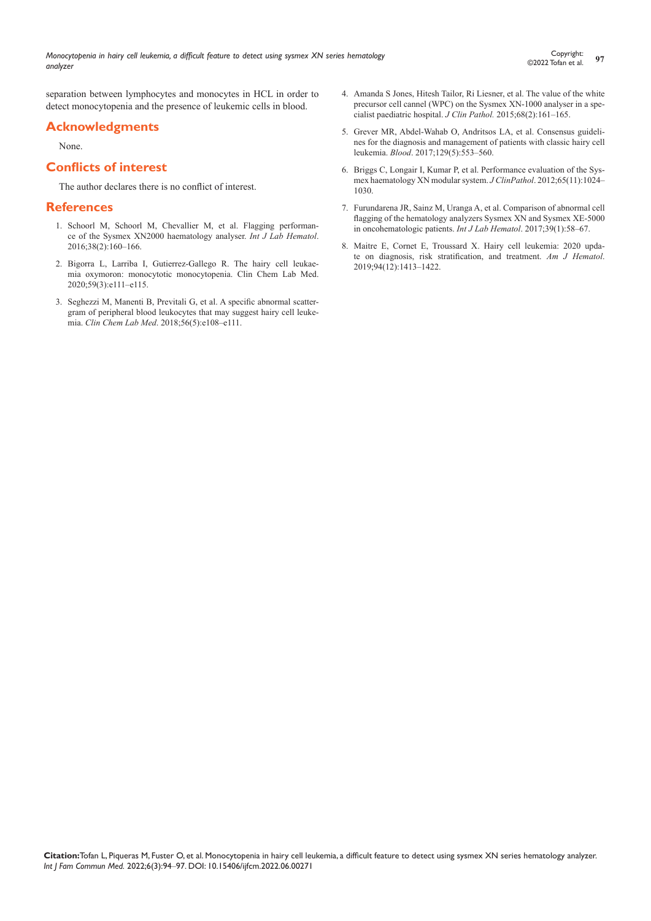separation between lymphocytes and monocytes in HCL in order to detect monocytopenia and the presence of leukemic cells in blood.

## Acknowledgments

None.

## Conflicts of interest

The author declares there is no conflict of interest.

## References

1. Schoorl M, Schoorl M, Chevallier M, et al. Flagging performance of the Sysmex XN2000 haematology analyser. *Int J Lab Hematol*. 2016;38(2):160–166.
2. Bigorra L, Larriba I, Gutierrez-Gallego R. The hairy cell leukaemia oxymoron: monocytotic monocytopenia. Clin Chem Lab Med. 2020;59(3):e111–e115.
3. Seghezzi M, Manenti B, Previtali G, et al. A specific abnormal scattergram of peripheral blood leukocytes that may suggest hairy cell leukemia. *Clin Chem Lab Med*. 2018;56(5):e108–e111.
4. Amanda S Jones, Hitesh Tailor, Ri Liesner, et al. The value of the white precursor cell cannel (WPC) on the Sysmex XN-1000 analyser in a specialist paediatric hospital. *J Clin Pathol.* 2015;68(2):161–165.
5. Grever MR, Abdel-Wahab O, Andritsos LA, et al. Consensus guidelines for the diagnosis and management of patients with classic hairy cell leukemia. *Blood*. 2017;129(5):553–560.
6. Briggs C, Longair I, Kumar P, et al. Performance evaluation of the Sysmex haematology XN modular system. *J ClinPathol*. 2012;65(11):1024–1030.
7. Furundarena JR, Sainz M, Uranga A, et al. Comparison of abnormal cell flagging of the hematology analyzers Sysmex XN and Sysmex XE-5000 in oncohematologic patients. *Int J Lab Hematol*. 2017;39(1):58–67.
8. Maitre E, Cornet E, Troussard X. Hairy cell leukemia: 2020 update on diagnosis, risk stratification, and treatment. *Am J Hematol*. 2019;94(12):1413–1422.